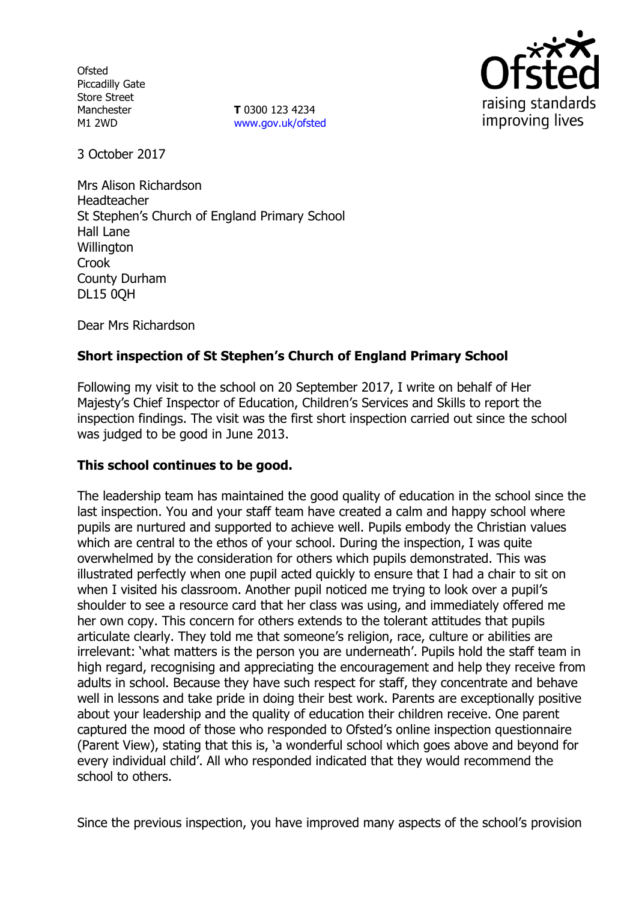Ofsted
Piccadilly Gate
Store Street
Manchester
M1 2WD

**T** 0300 123 4234
www.gov.uk/ofsted

3 October 2017

Mrs Alison Richardson
Headteacher
St Stephen's Church of England Primary School
Hall Lane
Willington
Crook
County Durham
DL15 0QH

Dear Mrs Richardson

**Short inspection of St Stephen's Church of England Primary School**

Following my visit to the school on 20 September 2017, I write on behalf of Her Majesty's Chief Inspector of Education, Children's Services and Skills to report the inspection findings. The visit was the first short inspection carried out since the school was judged to be good in June 2013.

**This school continues to be good.**

The leadership team has maintained the good quality of education in the school since the last inspection. You and your staff team have created a calm and happy school where pupils are nurtured and supported to achieve well. Pupils embody the Christian values which are central to the ethos of your school. During the inspection, I was quite overwhelmed by the consideration for others which pupils demonstrated. This was illustrated perfectly when one pupil acted quickly to ensure that I had a chair to sit on when I visited his classroom. Another pupil noticed me trying to look over a pupil's shoulder to see a resource card that her class was using, and immediately offered me her own copy. This concern for others extends to the tolerant attitudes that pupils articulate clearly. They told me that someone's religion, race, culture or abilities are irrelevant: 'what matters is the person you are underneath'. Pupils hold the staff team in high regard, recognising and appreciating the encouragement and help they receive from adults in school. Because they have such respect for staff, they concentrate and behave well in lessons and take pride in doing their best work. Parents are exceptionally positive about your leadership and the quality of education their children receive. One parent captured the mood of those who responded to Ofsted's online inspection questionnaire (Parent View), stating that this is, 'a wonderful school which goes above and beyond for every individual child'. All who responded indicated that they would recommend the school to others.

Since the previous inspection, you have improved many aspects of the school's provision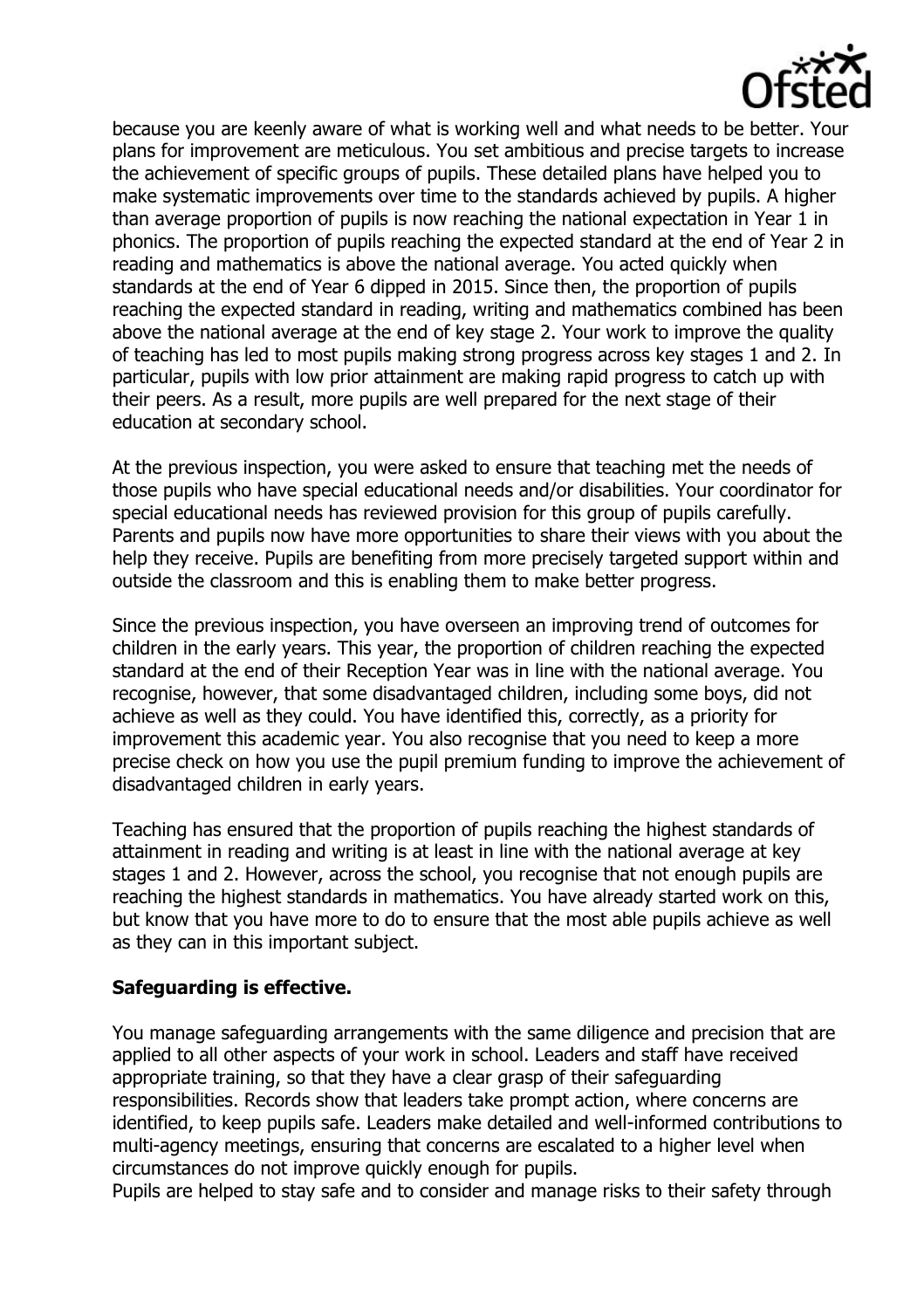because you are keenly aware of what is working well and what needs to be better. Your plans for improvement are meticulous. You set ambitious and precise targets to increase the achievement of specific groups of pupils. These detailed plans have helped you to make systematic improvements over time to the standards achieved by pupils. A higher than average proportion of pupils is now reaching the national expectation in Year 1 in phonics. The proportion of pupils reaching the expected standard at the end of Year 2 in reading and mathematics is above the national average. You acted quickly when standards at the end of Year 6 dipped in 2015. Since then, the proportion of pupils reaching the expected standard in reading, writing and mathematics combined has been above the national average at the end of key stage 2. Your work to improve the quality of teaching has led to most pupils making strong progress across key stages 1 and 2. In particular, pupils with low prior attainment are making rapid progress to catch up with their peers. As a result, more pupils are well prepared for the next stage of their education at secondary school.

At the previous inspection, you were asked to ensure that teaching met the needs of those pupils who have special educational needs and/or disabilities. Your coordinator for special educational needs has reviewed provision for this group of pupils carefully. Parents and pupils now have more opportunities to share their views with you about the help they receive. Pupils are benefiting from more precisely targeted support within and outside the classroom and this is enabling them to make better progress.

Since the previous inspection, you have overseen an improving trend of outcomes for children in the early years. This year, the proportion of children reaching the expected standard at the end of their Reception Year was in line with the national average. You recognise, however, that some disadvantaged children, including some boys, did not achieve as well as they could. You have identified this, correctly, as a priority for improvement this academic year. You also recognise that you need to keep a more precise check on how you use the pupil premium funding to improve the achievement of disadvantaged children in early years.

Teaching has ensured that the proportion of pupils reaching the highest standards of attainment in reading and writing is at least in line with the national average at key stages 1 and 2. However, across the school, you recognise that not enough pupils are reaching the highest standards in mathematics. You have already started work on this, but know that you have more to do to ensure that the most able pupils achieve as well as they can in this important subject.

**Safeguarding is effective.**

You manage safeguarding arrangements with the same diligence and precision that are applied to all other aspects of your work in school. Leaders and staff have received appropriate training, so that they have a clear grasp of their safeguarding responsibilities. Records show that leaders take prompt action, where concerns are identified, to keep pupils safe. Leaders make detailed and well-informed contributions to multi-agency meetings, ensuring that concerns are escalated to a higher level when circumstances do not improve quickly enough for pupils.

Pupils are helped to stay safe and to consider and manage risks to their safety through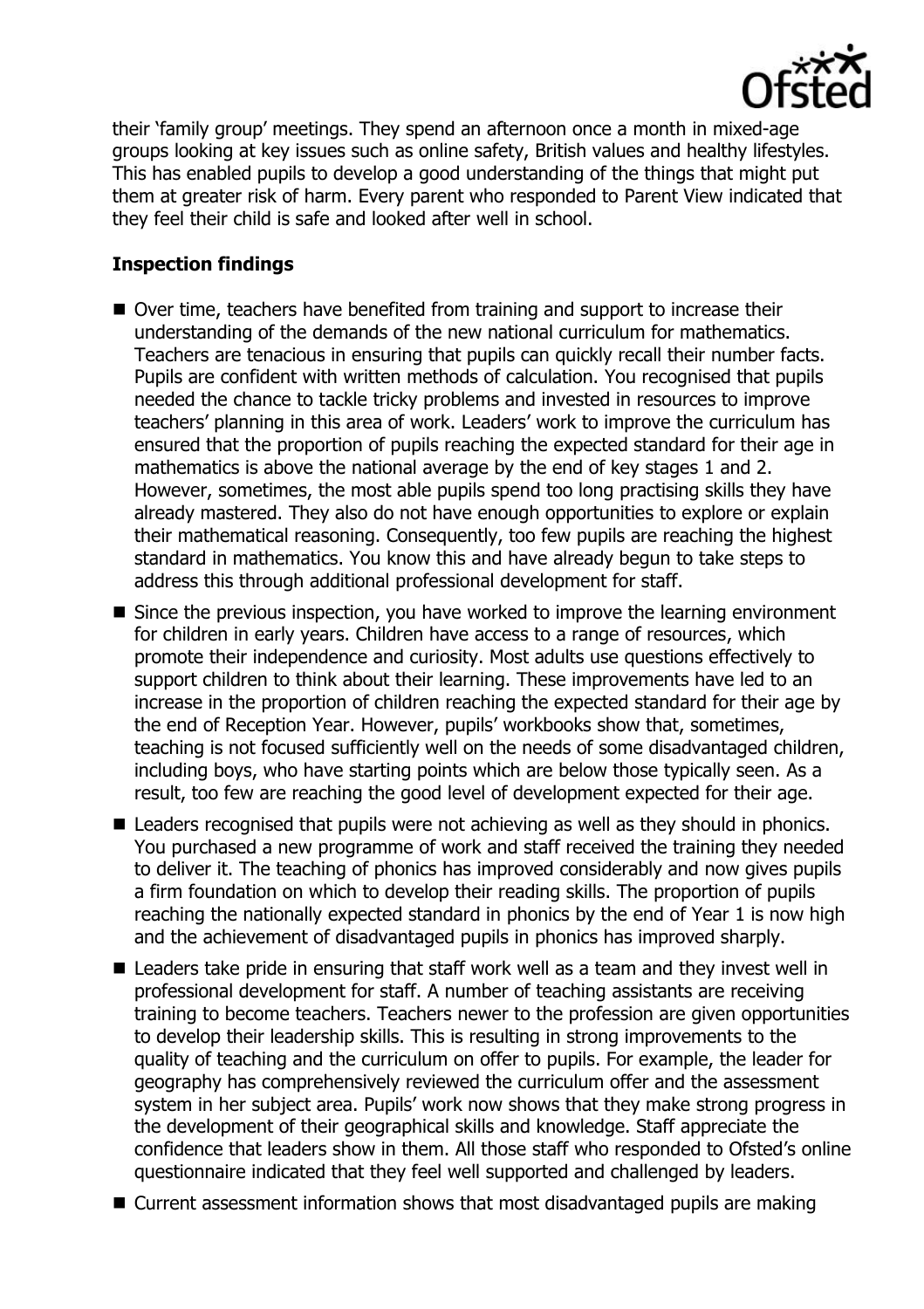their 'family group' meetings. They spend an afternoon once a month in mixed-age groups looking at key issues such as online safety, British values and healthy lifestyles. This has enabled pupils to develop a good understanding of the things that might put them at greater risk of harm. Every parent who responded to Parent View indicated that they feel their child is safe and looked after well in school.

## Inspection findings

- Over time, teachers have benefited from training and support to increase their understanding of the demands of the new national curriculum for mathematics. Teachers are tenacious in ensuring that pupils can quickly recall their number facts. Pupils are confident with written methods of calculation. You recognised that pupils needed the chance to tackle tricky problems and invested in resources to improve teachers' planning in this area of work. Leaders' work to improve the curriculum has ensured that the proportion of pupils reaching the expected standard for their age in mathematics is above the national average by the end of key stages 1 and 2. However, sometimes, the most able pupils spend too long practising skills they have already mastered. They also do not have enough opportunities to explore or explain their mathematical reasoning. Consequently, too few pupils are reaching the highest standard in mathematics. You know this and have already begun to take steps to address this through additional professional development for staff.
- Since the previous inspection, you have worked to improve the learning environment for children in early years. Children have access to a range of resources, which promote their independence and curiosity. Most adults use questions effectively to support children to think about their learning. These improvements have led to an increase in the proportion of children reaching the expected standard for their age by the end of Reception Year. However, pupils' workbooks show that, sometimes, teaching is not focused sufficiently well on the needs of some disadvantaged children, including boys, who have starting points which are below those typically seen. As a result, too few are reaching the good level of development expected for their age.
- Leaders recognised that pupils were not achieving as well as they should in phonics. You purchased a new programme of work and staff received the training they needed to deliver it. The teaching of phonics has improved considerably and now gives pupils a firm foundation on which to develop their reading skills. The proportion of pupils reaching the nationally expected standard in phonics by the end of Year 1 is now high and the achievement of disadvantaged pupils in phonics has improved sharply.
- Leaders take pride in ensuring that staff work well as a team and they invest well in professional development for staff. A number of teaching assistants are receiving training to become teachers. Teachers newer to the profession are given opportunities to develop their leadership skills. This is resulting in strong improvements to the quality of teaching and the curriculum on offer to pupils. For example, the leader for geography has comprehensively reviewed the curriculum offer and the assessment system in her subject area. Pupils' work now shows that they make strong progress in the development of their geographical skills and knowledge. Staff appreciate the confidence that leaders show in them. All those staff who responded to Ofsted's online questionnaire indicated that they feel well supported and challenged by leaders.
- Current assessment information shows that most disadvantaged pupils are making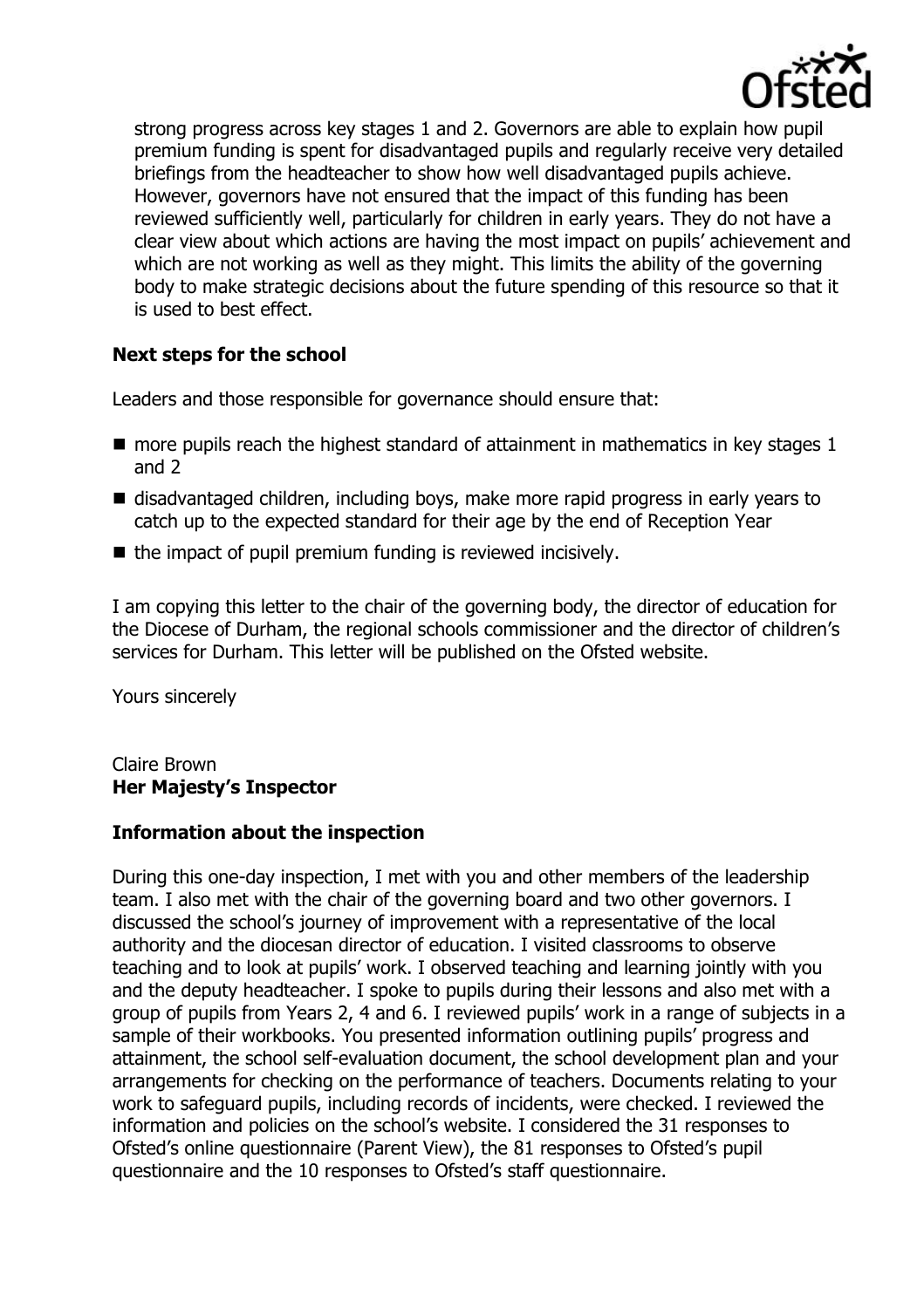strong progress across key stages 1 and 2. Governors are able to explain how pupil premium funding is spent for disadvantaged pupils and regularly receive very detailed briefings from the headteacher to show how well disadvantaged pupils achieve. However, governors have not ensured that the impact of this funding has been reviewed sufficiently well, particularly for children in early years. They do not have a clear view about which actions are having the most impact on pupils' achievement and which are not working as well as they might. This limits the ability of the governing body to make strategic decisions about the future spending of this resource so that it is used to best effect.

### Next steps for the school

Leaders and those responsible for governance should ensure that:

- more pupils reach the highest standard of attainment in mathematics in key stages 1 and 2
- disadvantaged children, including boys, make more rapid progress in early years to catch up to the expected standard for their age by the end of Reception Year
- the impact of pupil premium funding is reviewed incisively.

I am copying this letter to the chair of the governing body, the director of education for the Diocese of Durham, the regional schools commissioner and the director of children's services for Durham. This letter will be published on the Ofsted website.

Yours sincerely

Claire Brown
**Her Majesty's Inspector**

### Information about the inspection

During this one-day inspection, I met with you and other members of the leadership team. I also met with the chair of the governing board and two other governors. I discussed the school's journey of improvement with a representative of the local authority and the diocesan director of education. I visited classrooms to observe teaching and to look at pupils' work. I observed teaching and learning jointly with you and the deputy headteacher. I spoke to pupils during their lessons and also met with a group of pupils from Years 2, 4 and 6. I reviewed pupils' work in a range of subjects in a sample of their workbooks. You presented information outlining pupils' progress and attainment, the school self-evaluation document, the school development plan and your arrangements for checking on the performance of teachers. Documents relating to your work to safeguard pupils, including records of incidents, were checked. I reviewed the information and policies on the school's website. I considered the 31 responses to Ofsted's online questionnaire (Parent View), the 81 responses to Ofsted's pupil questionnaire and the 10 responses to Ofsted's staff questionnaire.